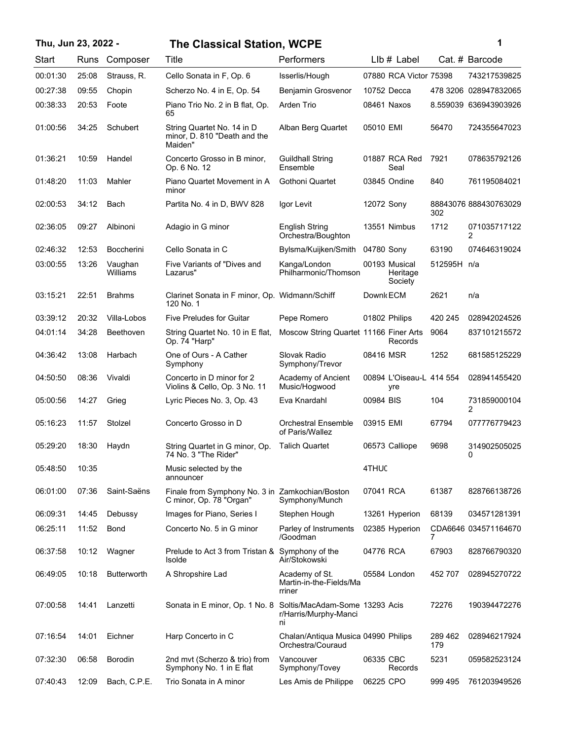# The Classical Station, WCPE

Thu, Jun 23, 2022 -

| Start | Runs | Composer | Title | Performers | Llb # | Label | Cat. # | Barcode |
|---|---|---|---|---|---|---|---|---|
| 00:01:30 | 25:08 | Strauss, R. | Cello Sonata in F, Op. 6 | Isserlis/Hough | 07880 | RCA Victor | 75398 | 743217539825 |
| 00:27:38 | 09:55 | Chopin | Scherzo No. 4 in E, Op. 54 | Benjamin Grosvenor | 10752 | Decca | 478 3206 | 028947832065 |
| 00:38:33 | 20:53 | Foote | Piano Trio No. 2 in B flat, Op. 65 | Arden Trio | 08461 | Naxos | 8.559039 | 636943903926 |
| 01:00:56 | 34:25 | Schubert | String Quartet No. 14 in D minor, D. 810 "Death and the Maiden" | Alban Berg Quartet | 05010 | EMI | 56470 | 724355647023 |
| 01:36:21 | 10:59 | Handel | Concerto Grosso in B minor, Op. 6 No. 12 | Guildhall String Ensemble | 01887 | RCA Red Seal | 7921 | 078635792126 |
| 01:48:20 | 11:03 | Mahler | Piano Quartet Movement in A minor | Gothoni Quartet | 03845 | Ondine | 840 | 761195084021 |
| 02:00:53 | 34:12 | Bach | Partita No. 4 in D, BWV 828 | Igor Levit | 12072 | Sony | 88843076302 | 888430763029 |
| 02:36:05 | 09:27 | Albinoni | Adagio in G minor | English String Orchestra/Boughton | 13551 | Nimbus | 1712 | 0710357171222 |
| 02:46:32 | 12:53 | Boccherini | Cello Sonata in C | Bylsma/Kuijken/Smith | 04780 | Sony | 63190 | 074646319024 |
| 03:00:55 | 13:26 | Vaughan Williams | Five Variants of "Dives and Lazarus" | Kanga/London Philharmonic/Thomson | 00193 | Musical Heritage Society | 512595H | n/a |
| 03:15:21 | 22:51 | Brahms | Clarinet Sonata in F minor, Op. 120 No. 1 | Widmann/Schiff | Downl | ECM | 2621 | n/a |
| 03:39:12 | 20:32 | Villa-Lobos | Five Preludes for Guitar | Pepe Romero | 01802 | Philips | 420 245 | 028942024526 |
| 04:01:14 | 34:28 | Beethoven | String Quartet No. 10 in E flat, Op. 74 "Harp" | Moscow String Quartet | 11166 | Finer Arts Records | 9064 | 837101215572 |
| 04:36:42 | 13:08 | Harbach | One of Ours - A Cather Symphony | Slovak Radio Symphony/Trevor | 08416 | MSR | 1252 | 681585125229 |
| 04:50:50 | 08:36 | Vivaldi | Concerto in D minor for 2 Violins & Cello, Op. 3 No. 11 | Academy of Ancient Music/Hogwood | 00894 | L'Oiseau-Lyre | 414 554 | 028941455420 |
| 05:00:56 | 14:27 | Grieg | Lyric Pieces No. 3, Op. 43 | Eva Knardahl | 00984 | BIS | 104 | 7318590001042 |
| 05:16:23 | 11:57 | Stolzel | Concerto Grosso in D | Orchestral Ensemble of Paris/Wallez | 03915 | EMI | 67794 | 077776779423 |
| 05:29:20 | 18:30 | Haydn | String Quartet in G minor, Op. 74 No. 3 "The Rider" | Talich Quartet | 06573 | Calliope | 9698 | 3149025050250 |
| 05:48:50 | 10:35 | | Music selected by the announcer | | 4THUC | | | |
| 06:01:00 | 07:36 | Saint-Saëns | Finale from Symphony No. 3 in C minor, Op. 78 "Organ" | Zamkochian/Boston Symphony/Munch | 07041 | RCA | 61387 | 828766138726 |
| 06:09:31 | 14:45 | Debussy | Images for Piano, Series I | Stephen Hough | 13261 | Hyperion | 68139 | 034571281391 |
| 06:25:11 | 11:52 | Bond | Concerto No. 5 in G minor | Parley of Instruments /Goodman | 02385 | Hyperion | CDA66467 | 034571164670 |
| 06:37:58 | 10:12 | Wagner | Prelude to Act 3 from Tristan & Isolde | Symphony of the Air/Stokowski | 04776 | RCA | 67903 | 828766790320 |
| 06:49:05 | 10:18 | Butterworth | A Shropshire Lad | Academy of St. Martin-in-the-Fields/Marriner | 05584 | London | 452 707 | 028945270722 |
| 07:00:58 | 14:41 | Lanzetti | Sonata in E minor, Op. 1 No. 8 | Soltis/MacAdam-Somer/Harris/Murphy-Mancini | 13293 | Acis | 72276 | 190394472276 |
| 07:16:54 | 14:01 | Eichner | Harp Concerto in C | Chalan/Antiqua Musica Orchestra/Couraud | 04990 | Philips | 289 462 179 | 028946217924 |
| 07:32:30 | 06:58 | Borodin | 2nd mvt (Scherzo & trio) from Symphony No. 1 in E flat | Vancouver Symphony/Tovey | 06335 | CBC Records | 5231 | 059582523124 |
| 07:40:43 | 12:09 | Bach, C.P.E. | Trio Sonata in A minor | Les Amis de Philippe | 06225 | CPO | 999 495 | 761203949526 |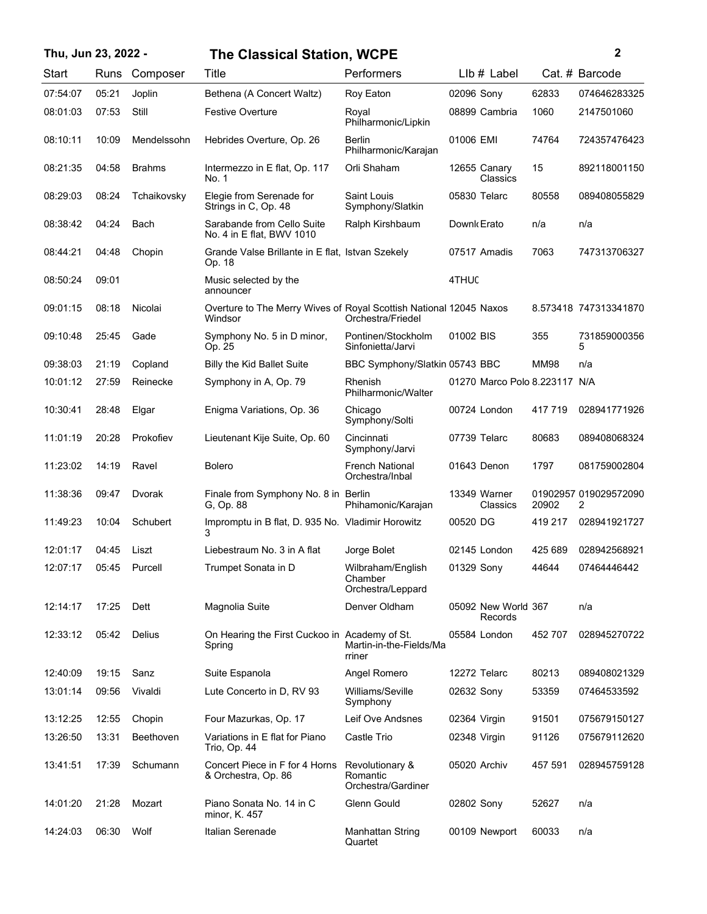| Start | Runs | Composer | Title | Performers | Llb # | Label | Cat. # | Barcode |
|---|---|---|---|---|---|---|---|---|
| 07:54:07 | 05:21 | Joplin | Bethena (A Concert Waltz) | Roy Eaton | 02096 | Sony | 62833 | 074646283325 |
| 08:01:03 | 07:53 | Still | Festive Overture | Royal Philharmonic/Lipkin | 08899 | Cambria | 1060 | 2147501060 |
| 08:10:11 | 10:09 | Mendelssohn | Hebrides Overture, Op. 26 | Berlin Philharmonic/Karajan | 01006 | EMI | 74764 | 724357476423 |
| 08:21:35 | 04:58 | Brahms | Intermezzo in E flat, Op. 117 No. 1 | Orli Shaham | 12655 | Canary Classics | 15 | 892118001150 |
| 08:29:03 | 08:24 | Tchaikovsky | Elegie from Serenade for Strings in C, Op. 48 | Saint Louis Symphony/Slatkin | 05830 | Telarc | 80558 | 089408055829 |
| 08:38:42 | 04:24 | Bach | Sarabande from Cello Suite No. 4 in E flat, BWV 1010 | Ralph Kirshbaum | Downl | Erato | n/a | n/a |
| 08:44:21 | 04:48 | Chopin | Grande Valse Brillante in E flat, Op. 18 | Istvan Szekely | 07517 | Amadis | 7063 | 747313706327 |
| 08:50:24 | 09:01 | | Music selected by the announcer | | 4THUC | | | |
| 09:01:15 | 08:18 | Nicolai | Overture to The Merry Wives of Windsor | Royal Scottish National Orchestra/Friedel | 12045 | Naxos | 8.573418 | 747313341870 |
| 09:10:48 | 25:45 | Gade | Symphony No. 5 in D minor, Op. 25 | Pontinen/Stockholm Sinfonietta/Jarvi | 01002 | BIS | 355 | 7318590003565 |
| 09:38:03 | 21:19 | Copland | Billy the Kid Ballet Suite | BBC Symphony/Slatkin | 05743 | BBC | MM98 | n/a |
| 10:01:12 | 27:59 | Reinecke | Symphony in A, Op. 79 | Rhenish Philharmonic/Walter | 01270 | Marco Polo | 8.223117 | N/A |
| 10:30:41 | 28:48 | Elgar | Enigma Variations, Op. 36 | Chicago Symphony/Solti | 00724 | London | 417 719 | 028941771926 |
| 11:01:19 | 20:28 | Prokofiev | Lieutenant Kije Suite, Op. 60 | Cincinnati Symphony/Jarvi | 07739 | Telarc | 80683 | 089408068324 |
| 11:23:02 | 14:19 | Ravel | Bolero | French National Orchestra/Inbal | 01643 | Denon | 1797 | 081759002804 |
| 11:38:36 | 09:47 | Dvorak | Finale from Symphony No. 8 in G, Op. 88 | Berlin Phihamonic/Karajan | 13349 | Warner Classics | 0190295720902 | 0190295720902 |
| 11:49:23 | 10:04 | Schubert | Impromptu in B flat, D. 935 No. 3 | Vladimir Horowitz | 00520 | DG | 419 217 | 028941921727 |
| 12:01:17 | 04:45 | Liszt | Liebestraum No. 3 in A flat | Jorge Bolet | 02145 | London | 425 689 | 028942568921 |
| 12:07:17 | 05:45 | Purcell | Trumpet Sonata in D | Wilbraham/English Chamber Orchestra/Leppard | 01329 | Sony | 44644 | 07464446442 |
| 12:14:17 | 17:25 | Dett | Magnolia Suite | Denver Oldham | 05092 | New World Records | 367 | n/a |
| 12:33:12 | 05:42 | Delius | On Hearing the First Cuckoo in Spring | Academy of St. Martin-in-the-Fields/Marriner | 05584 | London | 452 707 | 028945270722 |
| 12:40:09 | 19:15 | Sanz | Suite Espanola | Angel Romero | 12272 | Telarc | 80213 | 089408021329 |
| 13:01:14 | 09:56 | Vivaldi | Lute Concerto in D, RV 93 | Williams/Seville Symphony | 02632 | Sony | 53359 | 07464533592 |
| 13:12:25 | 12:55 | Chopin | Four Mazurkas, Op. 17 | Leif Ove Andsnes | 02364 | Virgin | 91501 | 075679150127 |
| 13:26:50 | 13:31 | Beethoven | Variations in E flat for Piano Trio, Op. 44 | Castle Trio | 02348 | Virgin | 91126 | 075679112620 |
| 13:41:51 | 17:39 | Schumann | Concert Piece in F for 4 Horns & Orchestra, Op. 86 | Revolutionary & Romantic Orchestra/Gardiner | 05020 | Archiv | 457 591 | 028945759128 |
| 14:01:20 | 21:28 | Mozart | Piano Sonata No. 14 in C minor, K. 457 | Glenn Gould | 02802 | Sony | 52627 | n/a |
| 14:24:03 | 06:30 | Wolf | Italian Serenade | Manhattan String Quartet | 00109 | Newport | 60033 | n/a |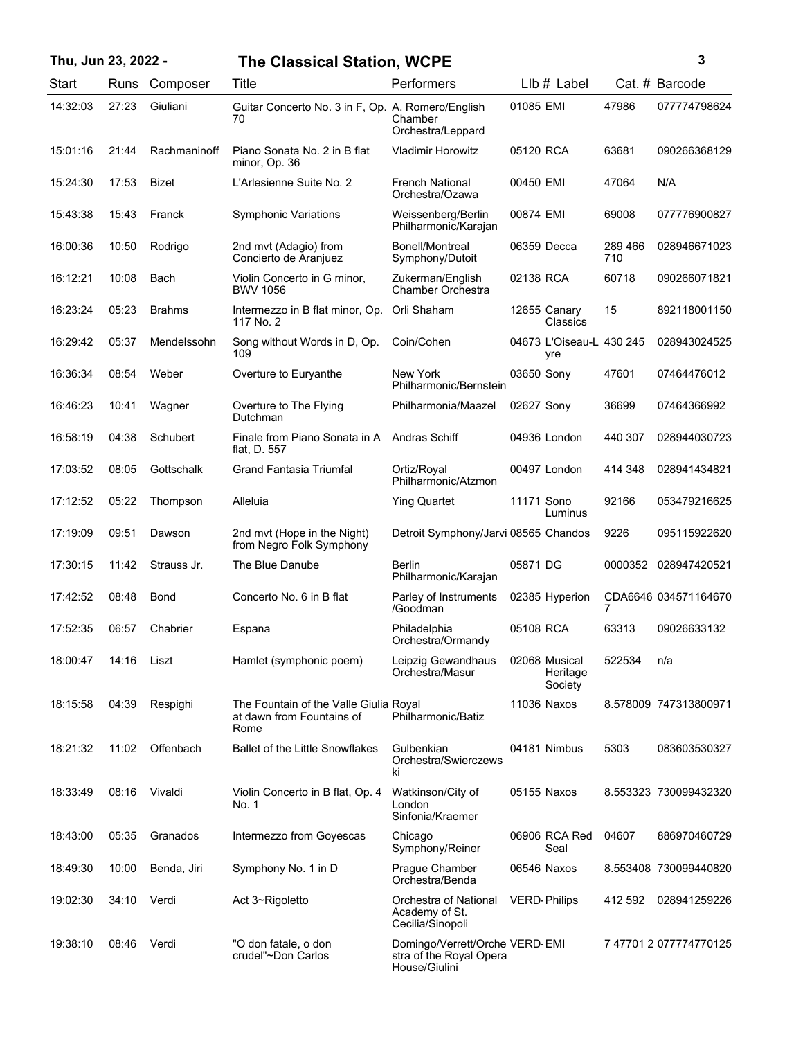**Thu, Jun 23, 2022 -** **The Classical Station, WCPE**

| Start | Runs | Composer | Title | Performers | LIb # | Label | Cat. # | Barcode |
|---|---|---|---|---|---|---|---|---|
| 14:32:03 | 27:23 | Giuliani | Guitar Concerto No. 3 in F, Op. 70 | A. Romero/English Chamber Orchestra/Leppard | 01085 | EMI | 47986 | 077774798624 |
| 15:01:16 | 21:44 | Rachmaninoff | Piano Sonata No. 2 in B flat minor, Op. 36 | Vladimir Horowitz | 05120 | RCA | 63681 | 090266368129 |
| 15:24:30 | 17:53 | Bizet | L'Arlesienne Suite No. 2 | French National Orchestra/Ozawa | 00450 | EMI | 47064 | N/A |
| 15:43:38 | 15:43 | Franck | Symphonic Variations | Weissenberg/Berlin Philharmonic/Karajan | 00874 | EMI | 69008 | 077776900827 |
| 16:00:36 | 10:50 | Rodrigo | 2nd mvt (Adagio) from Concierto de Aranjuez | Bonell/Montreal Symphony/Dutoit | 06359 | Decca | 289 466 710 | 028946671023 |
| 16:12:21 | 10:08 | Bach | Violin Concerto in G minor, BWV 1056 | Zukerman/English Chamber Orchestra | 02138 | RCA | 60718 | 090266071821 |
| 16:23:24 | 05:23 | Brahms | Intermezzo in B flat minor, Op. 117 No. 2 | Orli Shaham | 12655 | Canary Classics | 15 | 892118001150 |
| 16:29:42 | 05:37 | Mendelssohn | Song without Words in D, Op. 109 | Coin/Cohen | 04673 | L'Oiseau-Lyre | 430 245 | 028943024525 |
| 16:36:34 | 08:54 | Weber | Overture to Euryanthe | New York Philharmonic/Bernstein | 03650 | Sony | 47601 | 07464476012 |
| 16:46:23 | 10:41 | Wagner | Overture to The Flying Dutchman | Philharmonia/Maazel | 02627 | Sony | 36699 | 07464366992 |
| 16:58:19 | 04:38 | Schubert | Finale from Piano Sonata in A flat, D. 557 | Andras Schiff | 04936 | London | 440 307 | 028944030723 |
| 17:03:52 | 08:05 | Gottschalk | Grand Fantasia Triumfal | Ortiz/Royal Philharmonic/Atzmon | 00497 | London | 414 348 | 028941434821 |
| 17:12:52 | 05:22 | Thompson | Alleluia | Ying Quartet | 11171 | Sono Luminus | 92166 | 053479216625 |
| 17:19:09 | 09:51 | Dawson | 2nd mvt (Hope in the Night) from Negro Folk Symphony | Detroit Symphony/Jarvi | 08565 | Chandos | 9226 | 095115922620 |
| 17:30:15 | 11:42 | Strauss Jr. | The Blue Danube | Berlin Philharmonic/Karajan | 05871 | DG | 0000352 | 028947420521 |
| 17:42:52 | 08:48 | Bond | Concerto No. 6 in B flat | Parley of Instruments /Goodman | 02385 | Hyperion | CDA66467 | 034571164670 |
| 17:52:35 | 06:57 | Chabrier | Espana | Philadelphia Orchestra/Ormandy | 05108 | RCA | 63313 | 09026633132 |
| 18:00:47 | 14:16 | Liszt | Hamlet (symphonic poem) | Leipzig Gewandhaus Orchestra/Masur | 02068 | Musical Heritage Society | 522534 | n/a |
| 18:15:58 | 04:39 | Respighi | The Fountain of the Valle Giulia at dawn from Fountains of Rome | Royal Philharmonic/Batiz | 11036 | Naxos | 8.578009 | 747313800971 |
| 18:21:32 | 11:02 | Offenbach | Ballet of the Little Snowflakes | Gulbenkian Orchestra/Swierczewski | 04181 | Nimbus | 5303 | 083603530327 |
| 18:33:49 | 08:16 | Vivaldi | Violin Concerto in B flat, Op. 4 No. 1 | Watkinson/City of London Sinfonia/Kraemer | 05155 | Naxos | 8.553323 | 730099432320 |
| 18:43:00 | 05:35 | Granados | Intermezzo from Goyescas | Chicago Symphony/Reiner | 06906 | RCA Red Seal | 04607 | 886970460729 |
| 18:49:30 | 10:00 | Benda, Jiri | Symphony No. 1 in D | Prague Chamber Orchestra/Benda | 06546 | Naxos | 8.553408 | 730099440820 |
| 19:02:30 | 34:10 | Verdi | Act 3~Rigoletto | Orchestra of National Academy of St. Cecilia/Sinopoli | VERD- | Philips | 412 592 | 028941259226 |
| 19:38:10 | 08:46 | Verdi | "O don fatale, o don crudel"~Don Carlos | Domingo/Verrett/Orchestra of the Royal Opera House/Giulini | VERD- | EMI | 7 47701 2 | 077774770125 |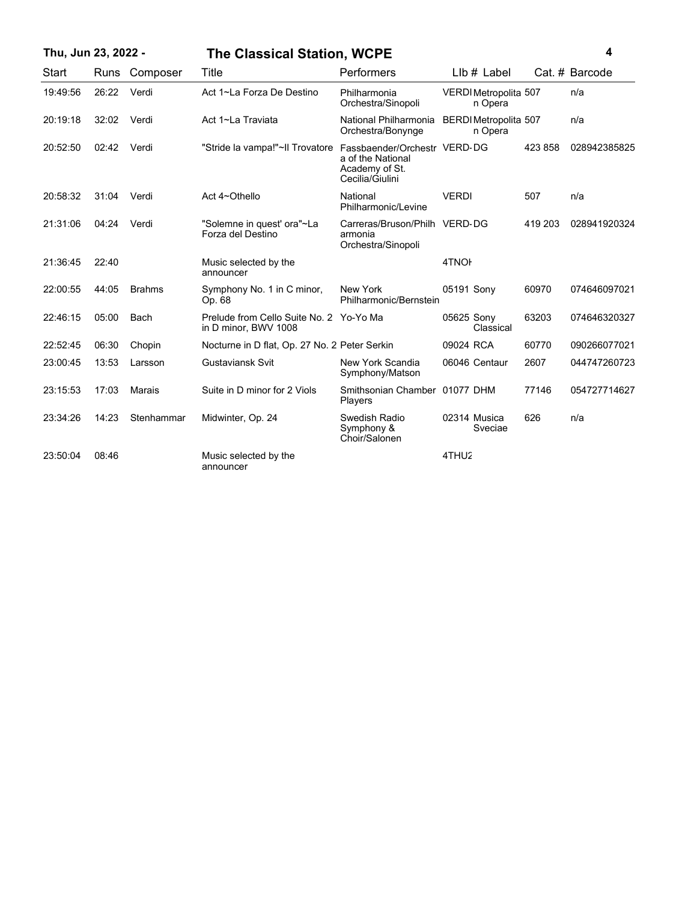**Thu, Jun 23, 2022 -** **The Classical Station, WCPE**

| Start | Runs | Composer | Title | Performers | Llb # | Label | Cat. # | Barcode |
|---|---|---|---|---|---|---|---|---|
| 19:49:56 | 26:22 | Verdi | Act 1~La Forza De Destino | Philharmonia Orchestra/Sinopoli | VERDI | Metropolitan Opera | 507 | n/a |
| 20:19:18 | 32:02 | Verdi | Act 1~La Traviata | National Philharmonia Orchestra/Bonynge | BERDI | Metropolitan Opera | 507 | n/a |
| 20:52:50 | 02:42 | Verdi | "Stride la vampa!"~Il Trovatore | Fassbaender/Orchestra of the National Academy of St. Cecilia/Giulini | VERD- | DG | 423 858 | 028942385825 |
| 20:58:32 | 31:04 | Verdi | Act 4~Othello | National Philharmonic/Levine | VERDI | | 507 | n/a |
| 21:31:06 | 04:24 | Verdi | "Solemne in quest' ora"~La Forza del Destino | Carreras/Bruson/Philharmonia Orchestra/Sinopoli | VERD- | DG | 419 203 | 028941920324 |
| 21:36:45 | 22:40 | | Music selected by the announcer | | 4TNOI | | | |
| 22:00:55 | 44:05 | Brahms | Symphony No. 1 in C minor, Op. 68 | New York Philharmonic/Bernstein | 05191 | Sony | 60970 | 074646097021 |
| 22:46:15 | 05:00 | Bach | Prelude from Cello Suite No. 2 in D minor, BWV 1008 | Yo-Yo Ma | 05625 | Sony Classical | 63203 | 074646320327 |
| 22:52:45 | 06:30 | Chopin | Nocturne in D flat, Op. 27 No. 2 | Peter Serkin | 09024 | RCA | 60770 | 090266077021 |
| 23:00:45 | 13:53 | Larsson | Gustaviansk Svit | New York Scandia Symphony/Matson | 06046 | Centaur | 2607 | 044747260723 |
| 23:15:53 | 17:03 | Marais | Suite in D minor for 2 Viols | Smithsonian Chamber Players | 01077 | DHM | 77146 | 054727714627 |
| 23:34:26 | 14:23 | Stenhammar | Midwinter, Op. 24 | Swedish Radio Symphony & Choir/Salonen | 02314 | Musica Sveciae | 626 | n/a |
| 23:50:04 | 08:46 | | Music selected by the announcer | | 4THU2 | | | |